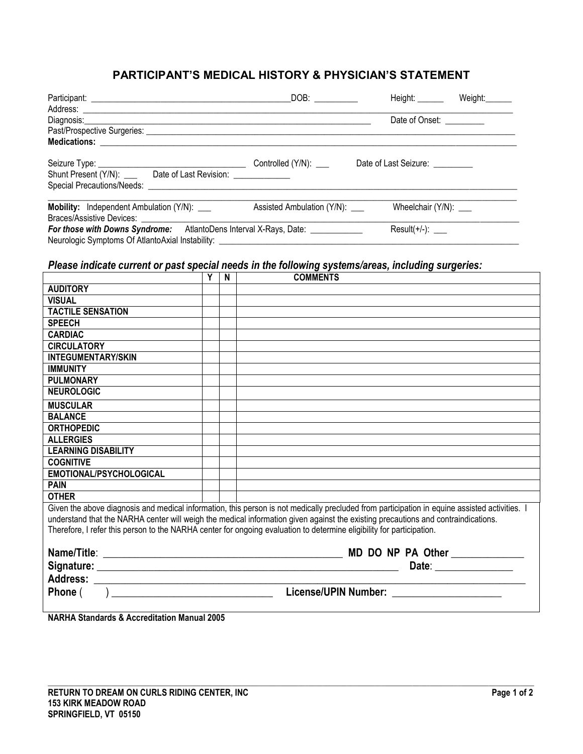# PARTICIPANT'S MEDICAL HISTORY & PHYSICIAN'S STATEMENT

Participant: _______________________________________________DOB: __________ Height: ______ Weight:______

Address: ___________________________________________________________________________________________

Diagnosis:___________________________________________________________________ Date of Onset: _________

Past/Prospective Surgeries: ______________________________________________________________________________

**Medications:** ________________________________________________________________________________________

Seizure Type: ___________________________________ Controlled (Y/N): ___ Date of Last Seizure: _________

Shunt Present (Y/N): ___ Date of Last Revision: ____________

Special Precautions/Needs: _______________________________________________________________________________

___________________________________________________________________________________________________

**Mobility:** Independent Ambulation (Y/N): ___ Assisted Ambulation (Y/N): ___ Wheelchair (Y/N): ___

Braces/Assistive Devices: ________________________________________________________________________________

***For those with Downs Syndrome:*** AtlantoDens Interval X-Rays, Date: ___________ Result(+/-): ___

Neurologic Symptoms Of AtlantoAxial Instability: _______________________________________________________________

## *Please indicate current or past special needs in the following systems/areas, including surgeries:*

| | Y | N | COMMENTS |
|---|---|---|---|
| **AUDITORY** | | | |
| **VISUAL** | | | |
| **TACTILE SENSATION** | | | |
| **SPEECH** | | | |
| **CARDIAC** | | | |
| **CIRCULATORY** | | | |
| **INTEGUMENTARY/SKIN** | | | |
| **IMMUNITY** | | | |
| **PULMONARY** | | | |
| **NEUROLOGIC** | | | |
| **MUSCULAR** | | | |
| **BALANCE** | | | |
| **ORTHOPEDIC** | | | |
| **ALLERGIES** | | | |
| **LEARNING DISABILITY** | | | |
| **COGNITIVE** | | | |
| **EMOTIONAL/PSYCHOLOGICAL** | | | |
| **PAIN** | | | |
| **OTHER** | | | |

Given the above diagnosis and medical information, this person is not medically precluded from participation in equine assisted activities. I understand that the NARHA center will weigh the medical information given against the existing precautions and contraindications. Therefore, I refer this person to the NARHA center for ongoing evaluation to determine eligibility for participation.

**Name/Title**: _______________________________________________ **MD DO NP PA Other** ______________

**Signature:** ___________________________________________________________ **Date**: _______________

**Address:** _____________________________________________________________________________________

**Phone** ( ) ______________________________ **License/UPIN Number:** ____________________

**NARHA Standards & Accreditation Manual 2005**

**RETURN TO DREAM ON CURLS RIDING CENTER, INC**
**153 KIRK MEADOW ROAD**
**SPRINGFIELD, VT 05150**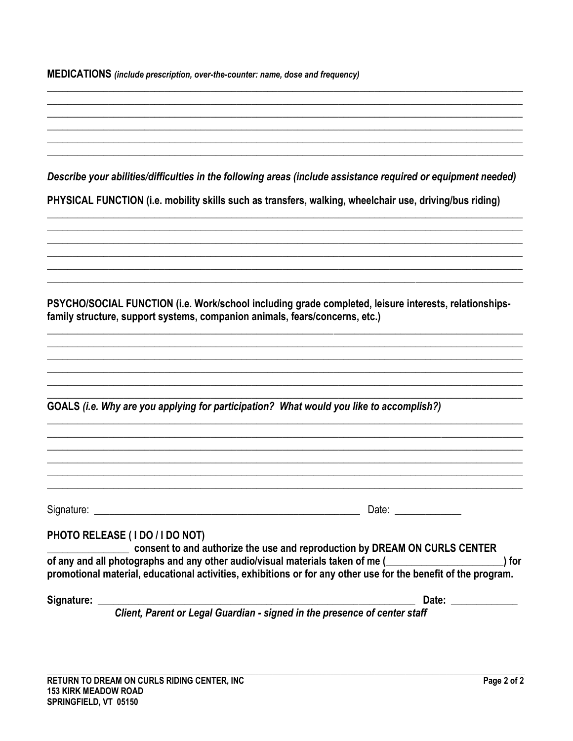**MEDICATIONS** ***(include prescription, over-the-counter: name, dose and frequency)***

______________________________________________________________________________
______________________________________________________________________________
______________________________________________________________________________
______________________________________________________________________________
______________________________________________________________________________
______________________________________________________________________________

***Describe your abilities/difficulties in the following areas (include assistance required or equipment needed)***

**PHYSICAL FUNCTION (i.e. mobility skills such as transfers, walking, wheelchair use, driving/bus riding)**

______________________________________________________________________________
______________________________________________________________________________
______________________________________________________________________________
______________________________________________________________________________
______________________________________________________________________________
______________________________________________________________________________

**PSYCHO/SOCIAL FUNCTION (i.e. Work/school including grade completed, leisure interests, relationships-family structure, support systems, companion animals, fears/concerns, etc.)**

______________________________________________________________________________
______________________________________________________________________________
______________________________________________________________________________
______________________________________________________________________________
______________________________________________________________________________
______________________________________________________________________________

**GOALS** ***(i.e. Why are you applying for participation? What would you like to accomplish?)***

______________________________________________________________________________
______________________________________________________________________________
______________________________________________________________________________
______________________________________________________________________________
______________________________________________________________________________
______________________________________________________________________________

Signature: _____________________________________________________ Date: _____________

**PHOTO RELEASE ( I DO / I DO NOT)**

**________________ consent to and authorize the use and reproduction by DREAM ON CURLS CENTER of any and all photographs and any other audio/visual materials taken of me (______________________) for promotional material, educational activities, exhibitions or for any other use for the benefit of the program.**

**Signature:** _________________________________________________________________ **Date:** _____________

***Client, Parent or Legal Guardian - signed in the presence of center staff***

**RETURN TO DREAM ON CURLS RIDING CENTER, INC**
**153 KIRK MEADOW ROAD**
**SPRINGFIELD, VT 05150**